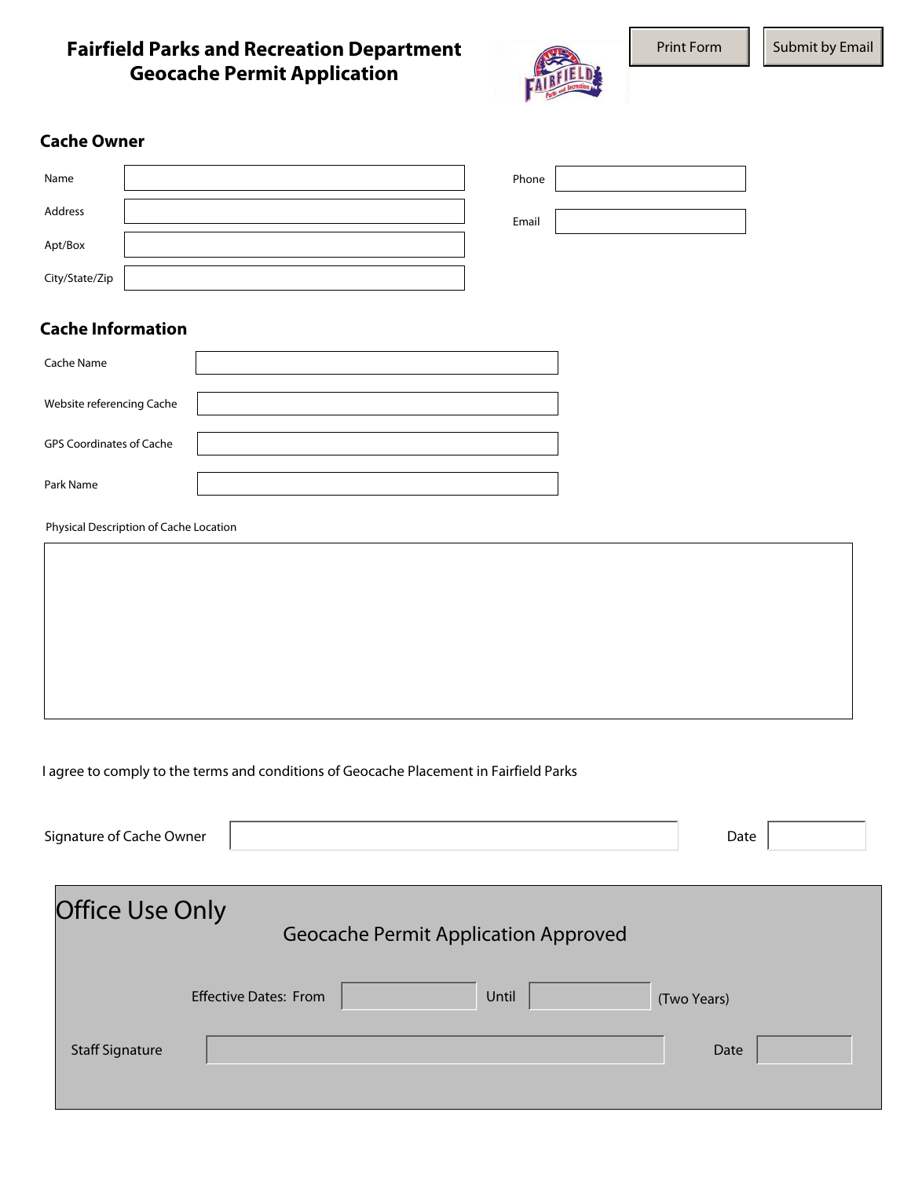# Fairfield Parks and Recreation Department
# Geocache Permit Application

Print Form | Submit by Email

## Cache Owner

Name

Address

Apt/Box

City/State/Zip

Phone

Email

## Cache Information

Cache Name

Website referencing Cache

GPS Coordinates of Cache

Park Name

Physical Description of Cache Location

I agree to comply to the terms and conditions of Geocache Placement in Fairfield Parks

Signature of Cache Owner | Date

## Office Use Only

Geocache Permit Application Approved

Effective Dates: From | Until | (Two Years)

Staff Signature | Date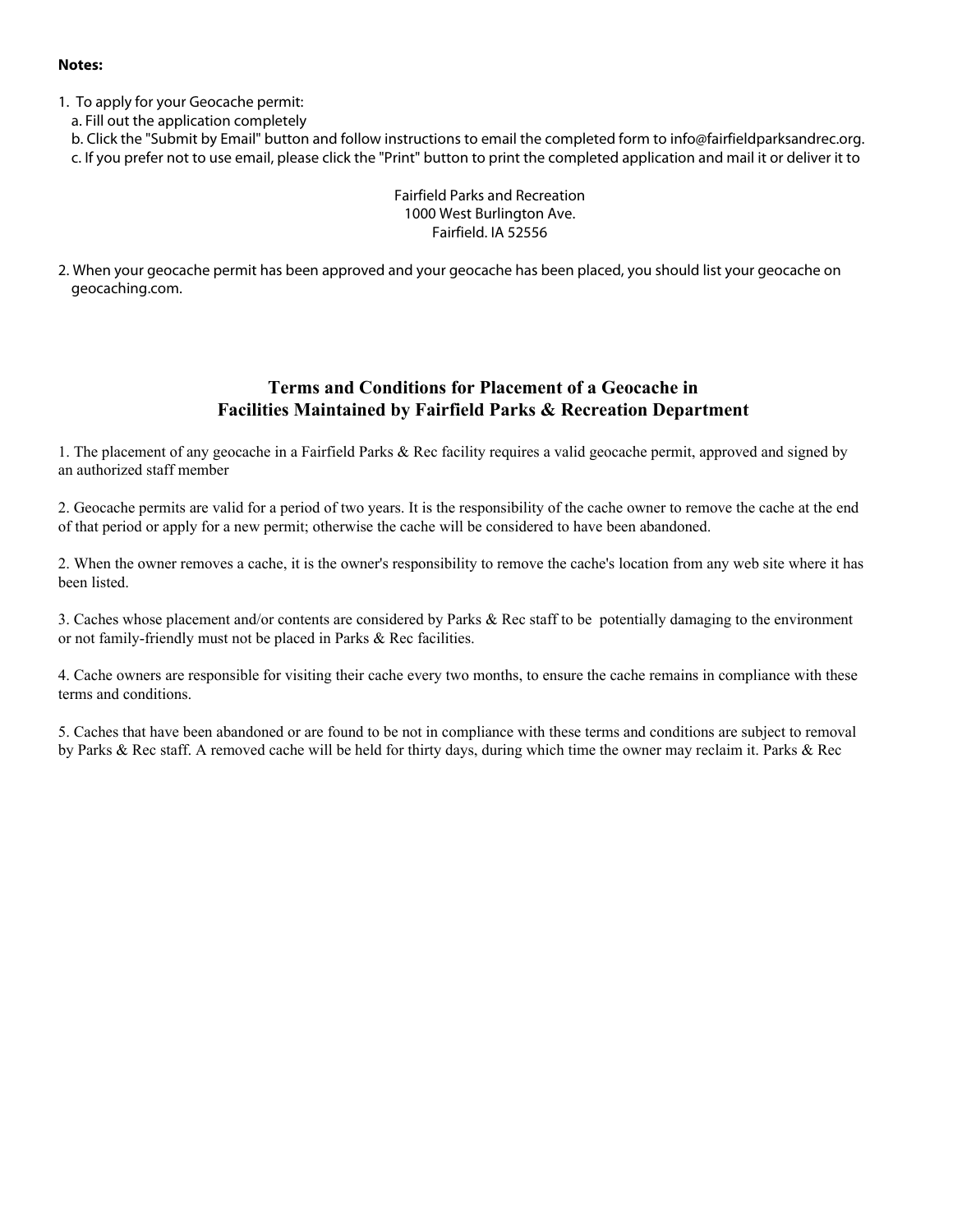**Notes:**

1. To apply for your Geocache permit:
   a. Fill out the application completely
   b. Click the "Submit by Email" button and follow instructions to email the completed form to info@fairfieldparksandrec.org.
   c. If you prefer not to use email, please click the "Print" button to print the completed application and mail it or deliver it to

Fairfield Parks and Recreation
1000 West Burlington Ave.
Fairfield. IA 52556

2. When your geocache permit has been approved and your geocache has been placed, you should list your geocache on geocaching.com.

## Terms and Conditions for Placement of a Geocache in Facilities Maintained by Fairfield Parks & Recreation Department

1. The placement of any geocache in a Fairfield Parks & Rec facility requires a valid geocache permit, approved and signed by an authorized staff member

2. Geocache permits are valid for a period of two years. It is the responsibility of the cache owner to remove the cache at the end of that period or apply for a new permit; otherwise the cache will be considered to have been abandoned.

2. When the owner removes a cache, it is the owner's responsibility to remove the cache's location from any web site where it has been listed.

3. Caches whose placement and/or contents are considered by Parks & Rec staff to be potentially damaging to the environment or not family-friendly must not be placed in Parks & Rec facilities.

4. Cache owners are responsible for visiting their cache every two months, to ensure the cache remains in compliance with these terms and conditions.

5. Caches that have been abandoned or are found to be not in compliance with these terms and conditions are subject to removal by Parks & Rec staff. A removed cache will be held for thirty days, during which time the owner may reclaim it. Parks & Rec